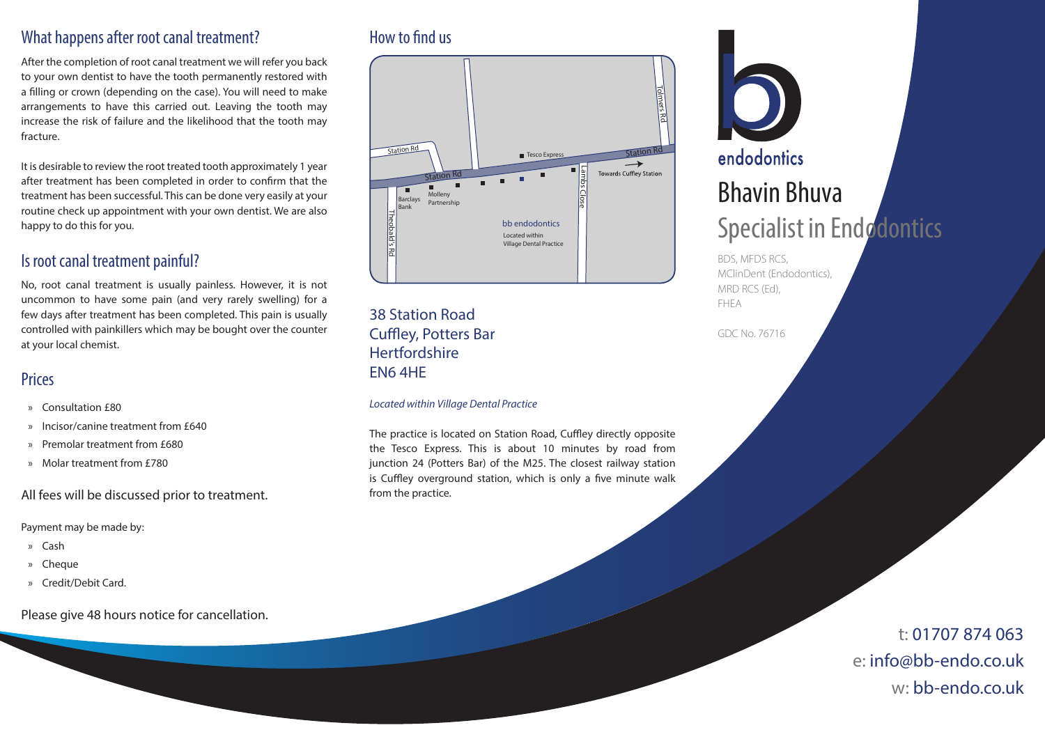## What happens after root canal treatment?

After the completion of root canal treatment we will refer you back to your own dentist to have the tooth permanently restored with a filling or crown (depending on the case). You will need to make arrangements to have this carried out. Leaving the tooth may increase the risk of failure and the likelihood that the tooth may fracture.

It is desirable to review the root treated tooth approximately 1 year after treatment has been completed in order to confirm that the treatment has been successful. This can be done very easily at your routine check up appointment with your own dentist. We are also happy to do this for you.

## Is root canal treatment painful?

No, root canal treatment is usually painless. However, it is not uncommon to have some pain (and very rarely swelling) for a few days after treatment has been completed. This pain is usually controlled with painkillers which may be bought over the counter at your local chemist.

## Prices

- Consultation £80
- Incisor/canine treatment from £640
- Premolar treatment from £680
- Molar treatment from £780

All fees will be discussed prior to treatment.

Payment may be made by:

- Cash
- Cheque
- Credit/Debit Card.

Please give 48 hours notice for cancellation.

## How to find us

Station Rd · Tesco Express · Station Rd · Tolmers Rd · Towards Cuffley Station · Lambs Close · Barclays Bank · Molleny Partnership · Theobald's Rd · bb endodontics · Located within Village Dental Practice

38 Station Road
Cuffley, Potters Bar
Hertfordshire
EN6 4HE

*Located within Village Dental Practice*

The practice is located on Station Road, Cuffley directly opposite the Tesco Express. This is about 10 minutes by road from junction 24 (Potters Bar) of the M25. The closest railway station is Cuffley overground station, which is only a five minute walk from the practice.

bb endodontics

# Bhavin Bhuva

## Specialist in Endodontics

BDS, MFDS RCS,
MClinDent (Endodontics),
MRD RCS (Ed),
FHEA

GDC No. 76716

t: 01707 874 063
e: info@bb-endo.co.uk
w: bb-endo.co.uk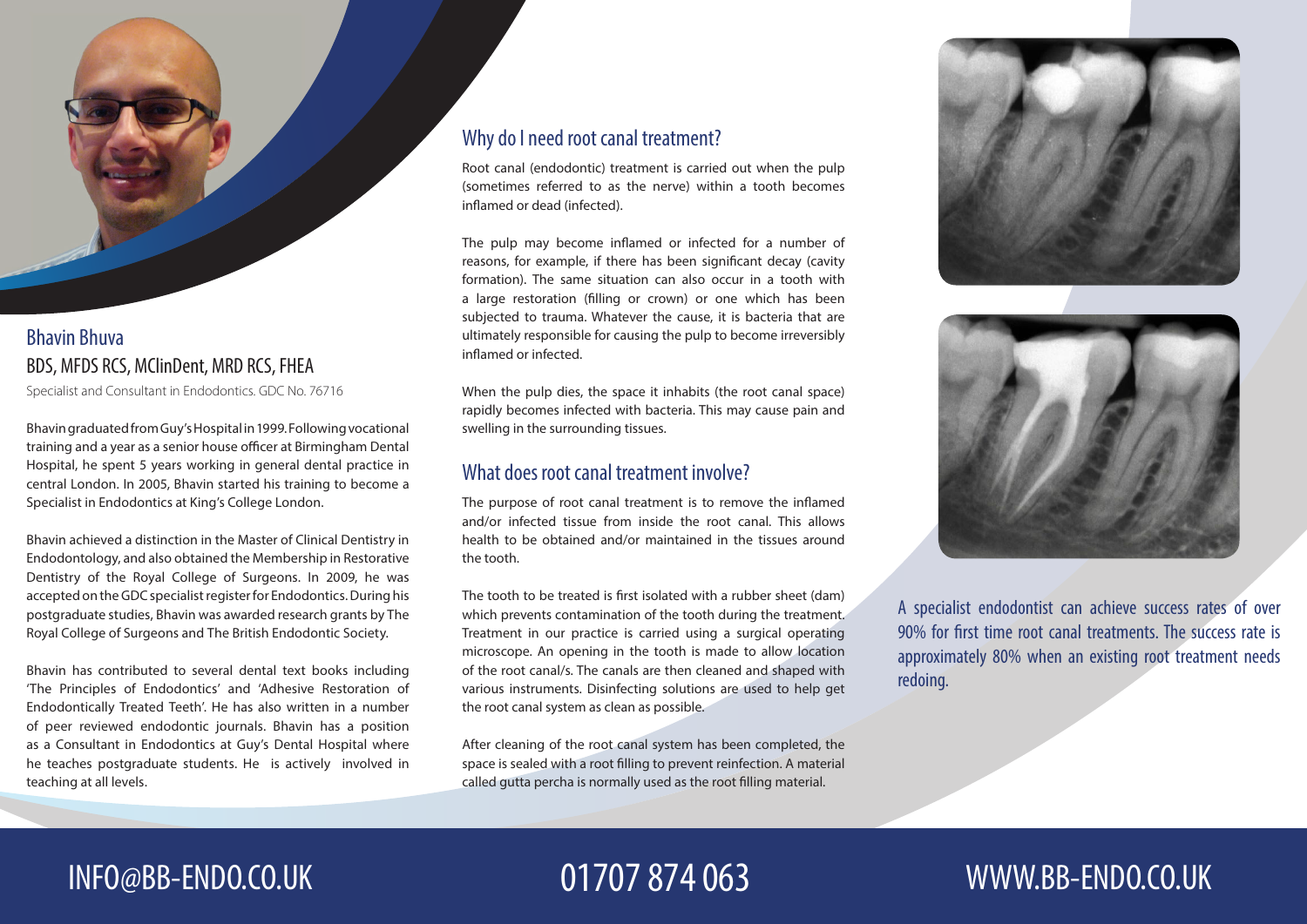## Bhavin Bhuva

## BDS, MFDS RCS, MClinDent, MRD RCS, FHEA

Specialist and Consultant in Endodontics. GDC No. 76716

Bhavin graduated from Guy's Hospital in 1999. Following vocational training and a year as a senior house officer at Birmingham Dental Hospital, he spent 5 years working in general dental practice in central London. In 2005, Bhavin started his training to become a Specialist in Endodontics at King's College London.

Bhavin achieved a distinction in the Master of Clinical Dentistry in Endodontology, and also obtained the Membership in Restorative Dentistry of the Royal College of Surgeons. In 2009, he was accepted on the GDC specialist register for Endodontics. During his postgraduate studies, Bhavin was awarded research grants by The Royal College of Surgeons and The British Endodontic Society.

Bhavin has contributed to several dental text books including 'The Principles of Endodontics' and 'Adhesive Restoration of Endodontically Treated Teeth'. He has also written in a number of peer reviewed endodontic journals. Bhavin has a position as a Consultant in Endodontics at Guy's Dental Hospital where he teaches postgraduate students. He is actively involved in teaching at all levels.

## Why do I need root canal treatment?

Root canal (endodontic) treatment is carried out when the pulp (sometimes referred to as the nerve) within a tooth becomes inflamed or dead (infected).

The pulp may become inflamed or infected for a number of reasons, for example, if there has been significant decay (cavity formation). The same situation can also occur in a tooth with a large restoration (filling or crown) or one which has been subjected to trauma. Whatever the cause, it is bacteria that are ultimately responsible for causing the pulp to become irreversibly inflamed or infected.

When the pulp dies, the space it inhabits (the root canal space) rapidly becomes infected with bacteria. This may cause pain and swelling in the surrounding tissues.

## What does root canal treatment involve?

The purpose of root canal treatment is to remove the inflamed and/or infected tissue from inside the root canal. This allows health to be obtained and/or maintained in the tissues around the tooth.

The tooth to be treated is first isolated with a rubber sheet (dam) which prevents contamination of the tooth during the treatment. Treatment in our practice is carried using a surgical operating microscope. An opening in the tooth is made to allow location of the root canal/s. The canals are then cleaned and shaped with various instruments. Disinfecting solutions are used to help get the root canal system as clean as possible.

After cleaning of the root canal system has been completed, the space is sealed with a root filling to prevent reinfection. A material called gutta percha is normally used as the root filling material.

A specialist endodontist can achieve success rates of over 90% for first time root canal treatments. The success rate is approximately 80% when an existing root treatment needs redoing.

INFO@BB-ENDO.CO.UK

01707 874 063

WWW.BB-ENDO.CO.UK